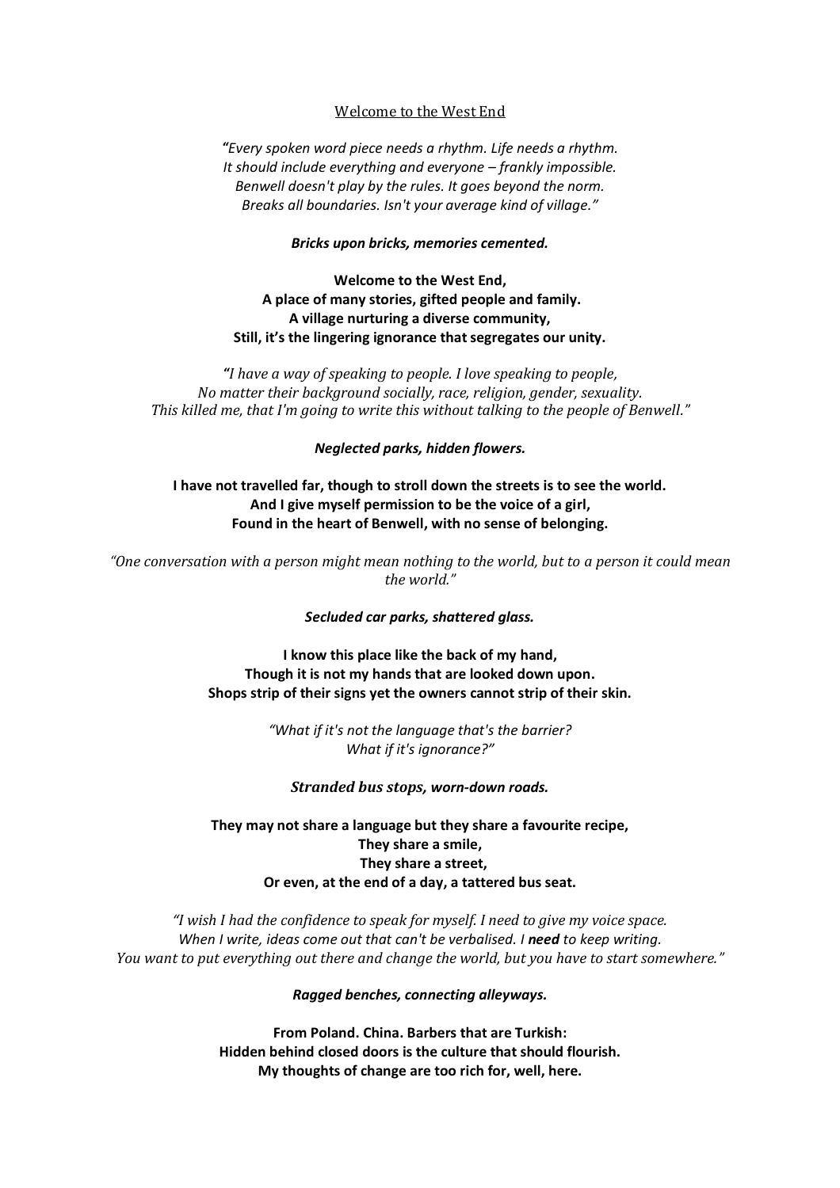# Welcome to the West End

*"Every spoken word piece needs a rhythm. Life needs a rhythm.*
*It should include everything and everyone – frankly impossible.*
*Benwell doesn't play by the rules. It goes beyond the norm.*
*Breaks all boundaries. Isn't your average kind of village."*

***Bricks upon bricks, memories cemented.***

**Welcome to the West End,**
**A place of many stories, gifted people and family.**
**A village nurturing a diverse community,**
**Still, it's the lingering ignorance that segregates our unity.**

*"I have a way of speaking to people. I love speaking to people,*
*No matter their background socially, race, religion, gender, sexuality.*
*This killed me, that I'm going to write this without talking to the people of Benwell."*

***Neglected parks, hidden flowers.***

**I have not travelled far, though to stroll down the streets is to see the world.**
**And I give myself permission to be the voice of a girl,**
**Found in the heart of Benwell, with no sense of belonging.**

*"One conversation with a person might mean nothing to the world, but to a person it could mean the world."*

***Secluded car parks, shattered glass.***

**I know this place like the back of my hand,**
**Though it is not my hands that are looked down upon.**
**Shops strip of their signs yet the owners cannot strip of their skin.**

*"What if it's not the language that's the barrier?*
*What if it's ignorance?"*

***Stranded bus stops, worn-down roads.***

**They may not share a language but they share a favourite recipe,**
**They share a smile,**
**They share a street,**
**Or even, at the end of a day, a tattered bus seat.**

*"I wish I had the confidence to speak for myself. I need to give my voice space.*
*When I write, ideas come out that can't be verbalised. I **need** to keep writing.*
*You want to put everything out there and change the world, but you have to start somewhere."*

***Ragged benches, connecting alleyways.***

**From Poland. China. Barbers that are Turkish:**
**Hidden behind closed doors is the culture that should flourish.**
**My thoughts of change are too rich for, well, here.**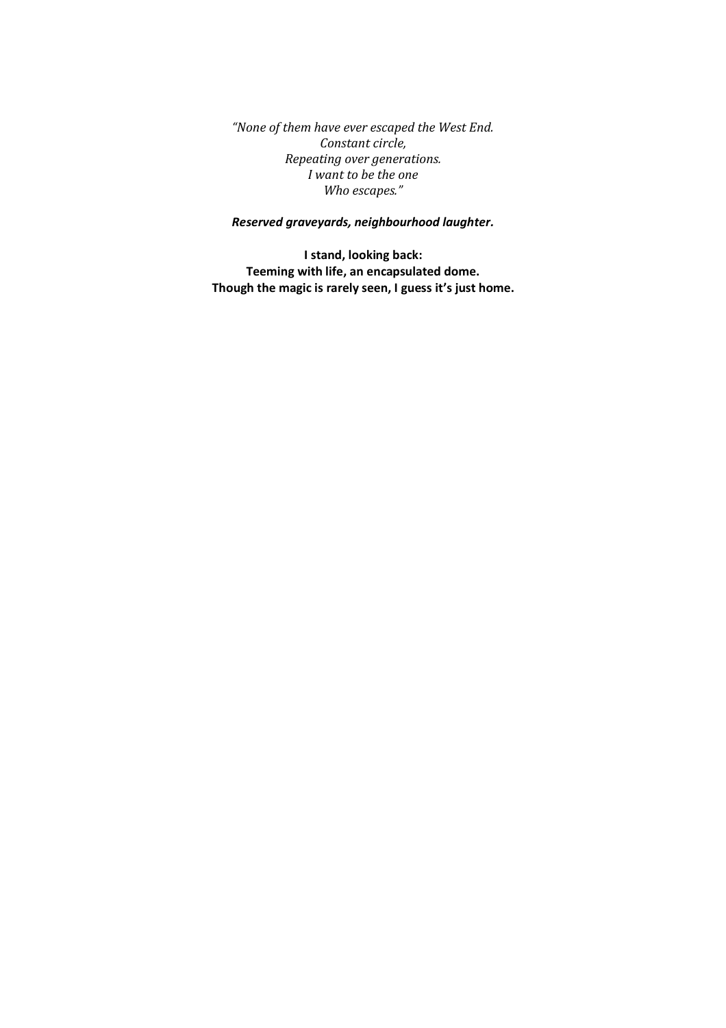*"None of them have ever escaped the West End.*
*Constant circle,*
*Repeating over generations.*
*I want to be the one*
*Who escapes."*

***Reserved graveyards, neighbourhood laughter.***

**I stand, looking back:**
**Teeming with life, an encapsulated dome.**
**Though the magic is rarely seen, I guess it's just home.**